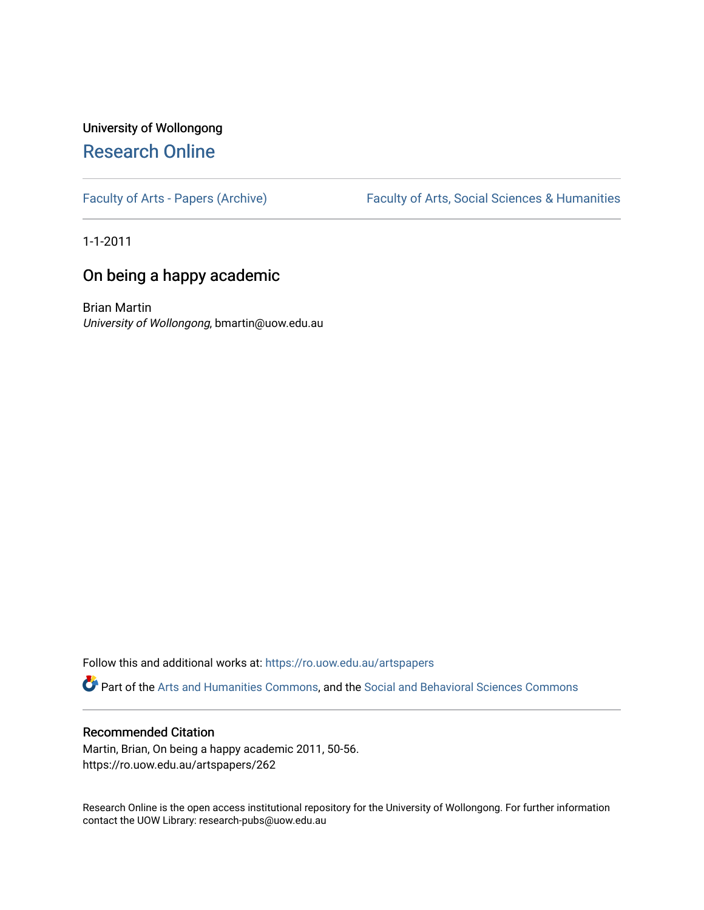University of Wollongong

# Research Online

Faculty of Arts - Papers (Archive) | Faculty of Arts, Social Sciences & Humanities

1-1-2011

## On being a happy academic

Brian Martin
*University of Wollongong*, bmartin@uow.edu.au

Follow this and additional works at: https://ro.uow.edu.au/artspapers

Part of the Arts and Humanities Commons, and the Social and Behavioral Sciences Commons

### Recommended Citation

Martin, Brian, On being a happy academic 2011, 50-56.
https://ro.uow.edu.au/artspapers/262

Research Online is the open access institutional repository for the University of Wollongong. For further information contact the UOW Library: research-pubs@uow.edu.au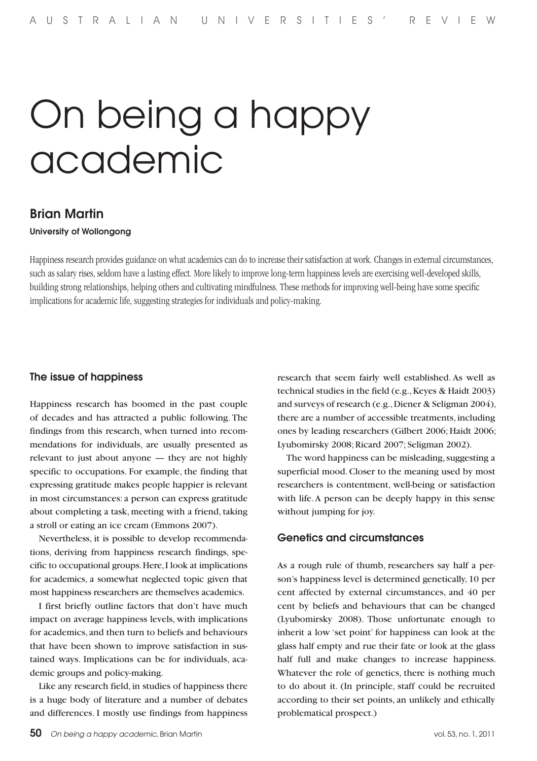# On being a happy academic

## Brian Martin

**University of Wollongong**

Happiness research provides guidance on what academics can do to increase their satisfaction at work. Changes in external circumstances, such as salary rises, seldom have a lasting effect. More likely to improve long-term happiness levels are exercising well-developed skills, building strong relationships, helping others and cultivating mindfulness. These methods for improving well-being have some specific implications for academic life, suggesting strategies for individuals and policy-making.

### The issue of happiness

Happiness research has boomed in the past couple of decades and has attracted a public following. The findings from this research, when turned into recommendations for individuals, are usually presented as relevant to just about anyone — they are not highly specific to occupations. For example, the finding that expressing gratitude makes people happier is relevant in most circumstances: a person can express gratitude about completing a task, meeting with a friend, taking a stroll or eating an ice cream (Emmons 2007).

Nevertheless, it is possible to develop recommendations, deriving from happiness research findings, specific to occupational groups. Here, I look at implications for academics, a somewhat neglected topic given that most happiness researchers are themselves academics.

I first briefly outline factors that don't have much impact on average happiness levels, with implications for academics, and then turn to beliefs and behaviours that have been shown to improve satisfaction in sustained ways. Implications can be for individuals, academic groups and policy-making.

Like any research field, in studies of happiness there is a huge body of literature and a number of debates and differences. I mostly use findings from happiness research that seem fairly well established. As well as technical studies in the field (e.g., Keyes & Haidt 2003) and surveys of research (e.g., Diener & Seligman 2004), there are a number of accessible treatments, including ones by leading researchers (Gilbert 2006; Haidt 2006; Lyubomirsky 2008; Ricard 2007; Seligman 2002).

The word happiness can be misleading, suggesting a superficial mood. Closer to the meaning used by most researchers is contentment, well-being or satisfaction with life. A person can be deeply happy in this sense without jumping for joy.

### Genetics and circumstances

As a rough rule of thumb, researchers say half a person's happiness level is determined genetically, 10 per cent affected by external circumstances, and 40 per cent by beliefs and behaviours that can be changed (Lyubomirsky 2008). Those unfortunate enough to inherit a low 'set point' for happiness can look at the glass half empty and rue their fate or look at the glass half full and make changes to increase happiness. Whatever the role of genetics, there is nothing much to do about it. (In principle, staff could be recruited according to their set points, an unlikely and ethically problematical prospect.)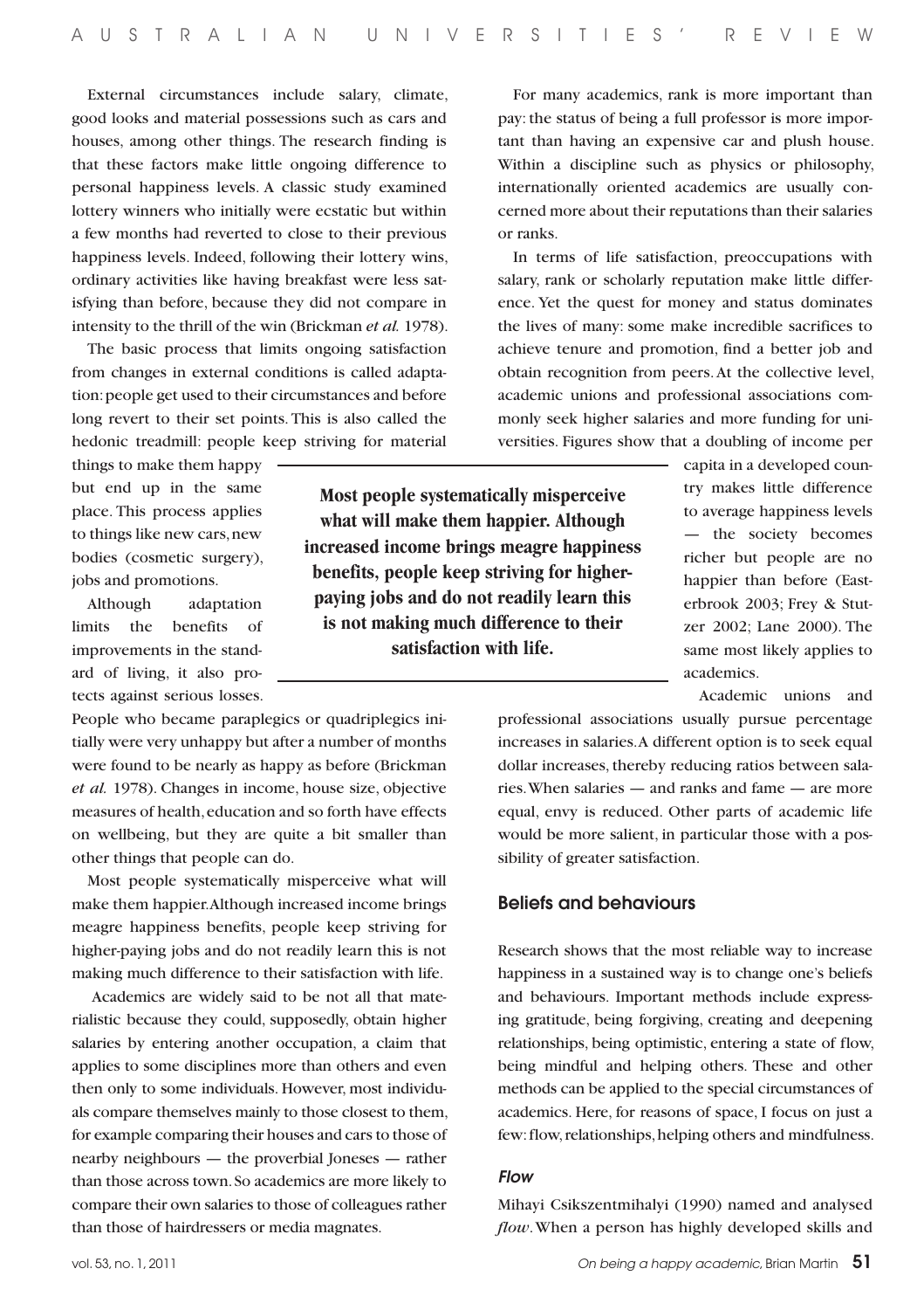External circumstances include salary, climate, good looks and material possessions such as cars and houses, among other things. The research finding is that these factors make little ongoing difference to personal happiness levels. A classic study examined lottery winners who initially were ecstatic but within a few months had reverted to close to their previous happiness levels. Indeed, following their lottery wins, ordinary activities like having breakfast were less satisfying than before, because they did not compare in intensity to the thrill of the win (Brickman *et al.* 1978).

The basic process that limits ongoing satisfaction from changes in external conditions is called adaptation: people get used to their circumstances and before long revert to their set points. This is also called the hedonic treadmill: people keep striving for material things to make them happy but end up in the same place. This process applies to things like new cars, new bodies (cosmetic surgery), jobs and promotions.

Although adaptation limits the benefits of improvements in the standard of living, it also protects against serious losses. People who became paraplegics or quadriplegics initially were very unhappy but after a number of months were found to be nearly as happy as before (Brickman *et al.* 1978). Changes in income, house size, objective measures of health, education and so forth have effects on wellbeing, but they are quite a bit smaller than other things that people can do.

Most people systematically misperceive what will make them happier. Although increased income brings meagre happiness benefits, people keep striving for higher-paying jobs and do not readily learn this is not making much difference to their satisfaction with life.

Academics are widely said to be not all that materialistic because they could, supposedly, obtain higher salaries by entering another occupation, a claim that applies to some disciplines more than others and even then only to some individuals. However, most individuals compare themselves mainly to those closest to them, for example comparing their houses and cars to those of nearby neighbours — the proverbial Joneses — rather than those across town. So academics are more likely to compare their own salaries to those of colleagues rather than those of hairdressers or media magnates.

For many academics, rank is more important than pay: the status of being a full professor is more important than having an expensive car and plush house. Within a discipline such as physics or philosophy, internationally oriented academics are usually concerned more about their reputations than their salaries or ranks.

In terms of life satisfaction, preoccupations with salary, rank or scholarly reputation make little difference. Yet the quest for money and status dominates the lives of many: some make incredible sacrifices to achieve tenure and promotion, find a better job and obtain recognition from peers. At the collective level, academic unions and professional associations commonly seek higher salaries and more funding for universities. Figures show that a doubling of income per capita in a developed country makes little difference to average happiness levels — the society becomes richer but people are no happier than before (Easterbrook 2003; Frey & Stutzer 2002; Lane 2000). The same most likely applies to academics.

**Most people systematically misperceive what will make them happier. Although increased income brings meagre happiness benefits, people keep striving for higher-paying jobs and do not readily learn this is not making much difference to their satisfaction with life.**

Academic unions and professional associations usually pursue percentage increases in salaries. A different option is to seek equal dollar increases, thereby reducing ratios between salaries. When salaries — and ranks and fame — are more equal, envy is reduced. Other parts of academic life would be more salient, in particular those with a possibility of greater satisfaction.

## Beliefs and behaviours

Research shows that the most reliable way to increase happiness in a sustained way is to change one's beliefs and behaviours. Important methods include expressing gratitude, being forgiving, creating and deepening relationships, being optimistic, entering a state of flow, being mindful and helping others. These and other methods can be applied to the special circumstances of academics. Here, for reasons of space, I focus on just a few: flow, relationships, helping others and mindfulness.

### *Flow*

Mihayi Csikszentmihalyi (1990) named and analysed *flow*. When a person has highly developed skills and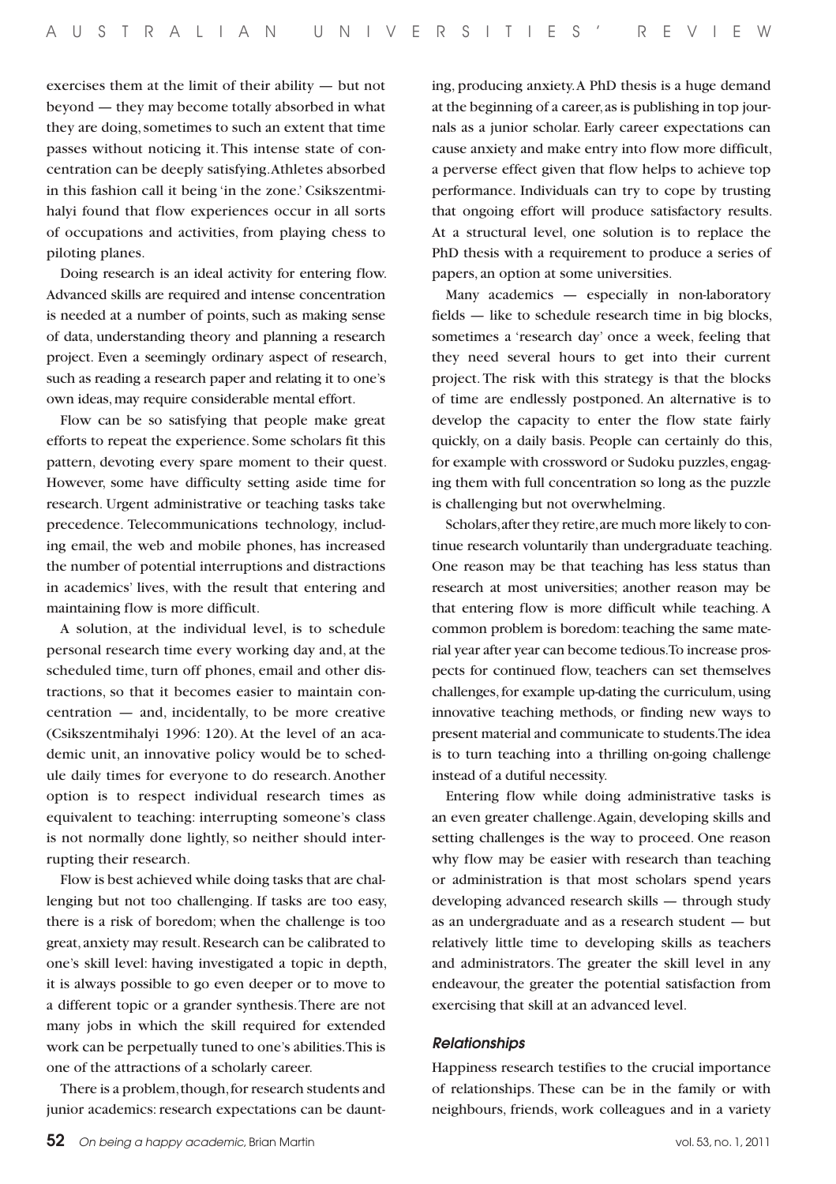exercises them at the limit of their ability — but not beyond — they may become totally absorbed in what they are doing, sometimes to such an extent that time passes without noticing it. This intense state of concentration can be deeply satisfying. Athletes absorbed in this fashion call it being 'in the zone.' Csikszentmihalyi found that flow experiences occur in all sorts of occupations and activities, from playing chess to piloting planes.

Doing research is an ideal activity for entering flow. Advanced skills are required and intense concentration is needed at a number of points, such as making sense of data, understanding theory and planning a research project. Even a seemingly ordinary aspect of research, such as reading a research paper and relating it to one's own ideas, may require considerable mental effort.

Flow can be so satisfying that people make great efforts to repeat the experience. Some scholars fit this pattern, devoting every spare moment to their quest. However, some have difficulty setting aside time for research. Urgent administrative or teaching tasks take precedence. Telecommunications technology, including email, the web and mobile phones, has increased the number of potential interruptions and distractions in academics' lives, with the result that entering and maintaining flow is more difficult.

A solution, at the individual level, is to schedule personal research time every working day and, at the scheduled time, turn off phones, email and other distractions, so that it becomes easier to maintain concentration — and, incidentally, to be more creative (Csikszentmihalyi 1996: 120). At the level of an academic unit, an innovative policy would be to schedule daily times for everyone to do research. Another option is to respect individual research times as equivalent to teaching: interrupting someone's class is not normally done lightly, so neither should interrupting their research.

Flow is best achieved while doing tasks that are challenging but not too challenging. If tasks are too easy, there is a risk of boredom; when the challenge is too great, anxiety may result. Research can be calibrated to one's skill level: having investigated a topic in depth, it is always possible to go even deeper or to move to a different topic or a grander synthesis. There are not many jobs in which the skill required for extended work can be perpetually tuned to one's abilities. This is one of the attractions of a scholarly career.

There is a problem, though, for research students and junior academics: research expectations can be daunting, producing anxiety. A PhD thesis is a huge demand at the beginning of a career, as is publishing in top journals as a junior scholar. Early career expectations can cause anxiety and make entry into flow more difficult, a perverse effect given that flow helps to achieve top performance. Individuals can try to cope by trusting that ongoing effort will produce satisfactory results. At a structural level, one solution is to replace the PhD thesis with a requirement to produce a series of papers, an option at some universities.

Many academics — especially in non-laboratory fields — like to schedule research time in big blocks, sometimes a 'research day' once a week, feeling that they need several hours to get into their current project. The risk with this strategy is that the blocks of time are endlessly postponed. An alternative is to develop the capacity to enter the flow state fairly quickly, on a daily basis. People can certainly do this, for example with crossword or Sudoku puzzles, engaging them with full concentration so long as the puzzle is challenging but not overwhelming.

Scholars, after they retire, are much more likely to continue research voluntarily than undergraduate teaching. One reason may be that teaching has less status than research at most universities; another reason may be that entering flow is more difficult while teaching. A common problem is boredom: teaching the same material year after year can become tedious. To increase prospects for continued flow, teachers can set themselves challenges, for example up-dating the curriculum, using innovative teaching methods, or finding new ways to present material and communicate to students. The idea is to turn teaching into a thrilling on-going challenge instead of a dutiful necessity.

Entering flow while doing administrative tasks is an even greater challenge. Again, developing skills and setting challenges is the way to proceed. One reason why flow may be easier with research than teaching or administration is that most scholars spend years developing advanced research skills — through study as an undergraduate and as a research student — but relatively little time to developing skills as teachers and administrators. The greater the skill level in any endeavour, the greater the potential satisfaction from exercising that skill at an advanced level.

### *Relationships*

Happiness research testifies to the crucial importance of relationships. These can be in the family or with neighbours, friends, work colleagues and in a variety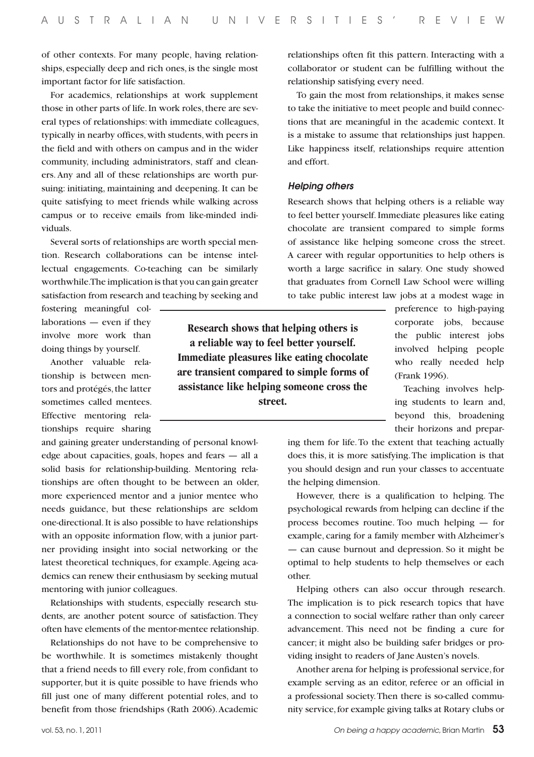of other contexts. For many people, having relationships, especially deep and rich ones, is the single most important factor for life satisfaction.

For academics, relationships at work supplement those in other parts of life. In work roles, there are several types of relationships: with immediate colleagues, typically in nearby offices, with students, with peers in the field and with others on campus and in the wider community, including administrators, staff and cleaners. Any and all of these relationships are worth pursuing: initiating, maintaining and deepening. It can be quite satisfying to meet friends while walking across campus or to receive emails from like-minded individuals.

Several sorts of relationships are worth special mention. Research collaborations can be intense intellectual engagements. Co-teaching can be similarly worthwhile. The implication is that you can gain greater satisfaction from research and teaching by seeking and fostering meaningful collaborations — even if they involve more work than doing things by yourself.

Another valuable relationship is between mentors and protégés, the latter sometimes called mentees. Effective mentoring relationships require sharing and gaining greater understanding of personal knowledge about capacities, goals, hopes and fears — all a solid basis for relationship-building. Mentoring relationships are often thought to be between an older, more experienced mentor and a junior mentee who needs guidance, but these relationships are seldom one-directional. It is also possible to have relationships with an opposite information flow, with a junior partner providing insight into social networking or the latest theoretical techniques, for example. Ageing academics can renew their enthusiasm by seeking mutual mentoring with junior colleagues.

Relationships with students, especially research students, are another potent source of satisfaction. They often have elements of the mentor-mentee relationship.

Relationships do not have to be comprehensive to be worthwhile. It is sometimes mistakenly thought that a friend needs to fill every role, from confidant to supporter, but it is quite possible to have friends who fill just one of many different potential roles, and to benefit from those friendships (Rath 2006). Academic relationships often fit this pattern. Interacting with a collaborator or student can be fulfilling without the relationship satisfying every need.

To gain the most from relationships, it makes sense to take the initiative to meet people and build connections that are meaningful in the academic context. It is a mistake to assume that relationships just happen. Like happiness itself, relationships require attention and effort.

### *Helping others*

Research shows that helping others is a reliable way to feel better yourself. Immediate pleasures like eating chocolate are transient compared to simple forms of assistance like helping someone cross the street. A career with regular opportunities to help others is worth a large sacrifice in salary. One study showed that graduates from Cornell Law School were willing to take public interest law jobs at a modest wage in preference to high-paying corporate jobs, because the public interest jobs involved helping people who really needed help (Frank 1996).

**Research shows that helping others is a reliable way to feel better yourself. Immediate pleasures like eating chocolate are transient compared to simple forms of assistance like helping someone cross the street.**

Teaching involves helping students to learn and, beyond this, broadening their horizons and preparing them for life. To the extent that teaching actually does this, it is more satisfying. The implication is that you should design and run your classes to accentuate the helping dimension.

However, there is a qualification to helping. The psychological rewards from helping can decline if the process becomes routine. Too much helping — for example, caring for a family member with Alzheimer's — can cause burnout and depression. So it might be optimal to help students to help themselves or each other.

Helping others can also occur through research. The implication is to pick research topics that have a connection to social welfare rather than only career advancement. This need not be finding a cure for cancer; it might also be building safer bridges or providing insight to readers of Jane Austen's novels.

Another arena for helping is professional service, for example serving as an editor, referee or an official in a professional society. Then there is so-called community service, for example giving talks at Rotary clubs or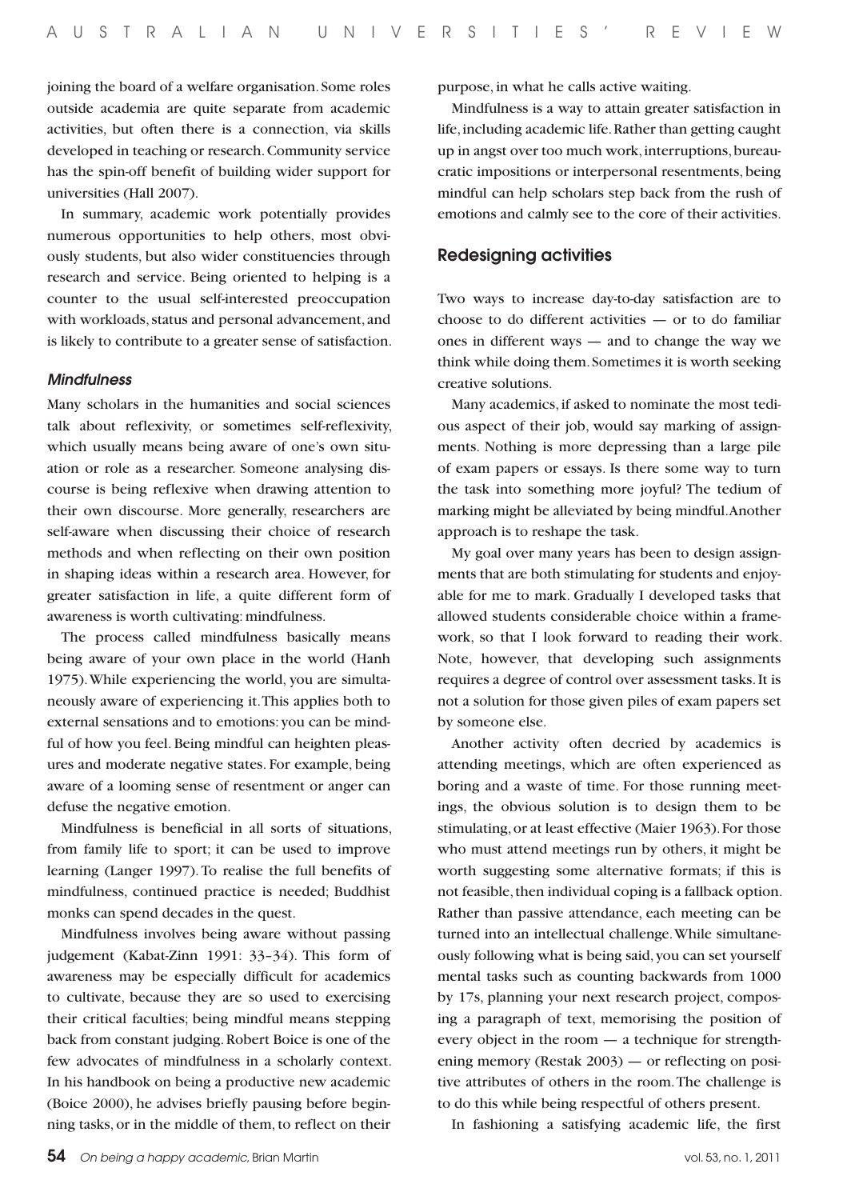joining the board of a welfare organisation. Some roles outside academia are quite separate from academic activities, but often there is a connection, via skills developed in teaching or research. Community service has the spin-off benefit of building wider support for universities (Hall 2007).

In summary, academic work potentially provides numerous opportunities to help others, most obviously students, but also wider constituencies through research and service. Being oriented to helping is a counter to the usual self-interested preoccupation with workloads, status and personal advancement, and is likely to contribute to a greater sense of satisfaction.

### *Mindfulness*

Many scholars in the humanities and social sciences talk about reflexivity, or sometimes self-reflexivity, which usually means being aware of one's own situation or role as a researcher. Someone analysing discourse is being reflexive when drawing attention to their own discourse. More generally, researchers are self-aware when discussing their choice of research methods and when reflecting on their own position in shaping ideas within a research area. However, for greater satisfaction in life, a quite different form of awareness is worth cultivating: mindfulness.

The process called mindfulness basically means being aware of your own place in the world (Hanh 1975). While experiencing the world, you are simultaneously aware of experiencing it. This applies both to external sensations and to emotions: you can be mindful of how you feel. Being mindful can heighten pleasures and moderate negative states. For example, being aware of a looming sense of resentment or anger can defuse the negative emotion.

Mindfulness is beneficial in all sorts of situations, from family life to sport; it can be used to improve learning (Langer 1997). To realise the full benefits of mindfulness, continued practice is needed; Buddhist monks can spend decades in the quest.

Mindfulness involves being aware without passing judgement (Kabat-Zinn 1991: 33–34). This form of awareness may be especially difficult for academics to cultivate, because they are so used to exercising their critical faculties; being mindful means stepping back from constant judging. Robert Boice is one of the few advocates of mindfulness in a scholarly context. In his handbook on being a productive new academic (Boice 2000), he advises briefly pausing before beginning tasks, or in the middle of them, to reflect on their purpose, in what he calls active waiting.

Mindfulness is a way to attain greater satisfaction in life, including academic life. Rather than getting caught up in angst over too much work, interruptions, bureaucratic impositions or interpersonal resentments, being mindful can help scholars step back from the rush of emotions and calmly see to the core of their activities.

## Redesigning activities

Two ways to increase day-to-day satisfaction are to choose to do different activities — or to do familiar ones in different ways — and to change the way we think while doing them. Sometimes it is worth seeking creative solutions.

Many academics, if asked to nominate the most tedious aspect of their job, would say marking of assignments. Nothing is more depressing than a large pile of exam papers or essays. Is there some way to turn the task into something more joyful? The tedium of marking might be alleviated by being mindful. Another approach is to reshape the task.

My goal over many years has been to design assignments that are both stimulating for students and enjoyable for me to mark. Gradually I developed tasks that allowed students considerable choice within a framework, so that I look forward to reading their work. Note, however, that developing such assignments requires a degree of control over assessment tasks. It is not a solution for those given piles of exam papers set by someone else.

Another activity often decried by academics is attending meetings, which are often experienced as boring and a waste of time. For those running meetings, the obvious solution is to design them to be stimulating, or at least effective (Maier 1963). For those who must attend meetings run by others, it might be worth suggesting some alternative formats; if this is not feasible, then individual coping is a fallback option. Rather than passive attendance, each meeting can be turned into an intellectual challenge. While simultaneously following what is being said, you can set yourself mental tasks such as counting backwards from 1000 by 17s, planning your next research project, composing a paragraph of text, memorising the position of every object in the room — a technique for strengthening memory (Restak 2003) — or reflecting on positive attributes of others in the room. The challenge is to do this while being respectful of others present.

In fashioning a satisfying academic life, the first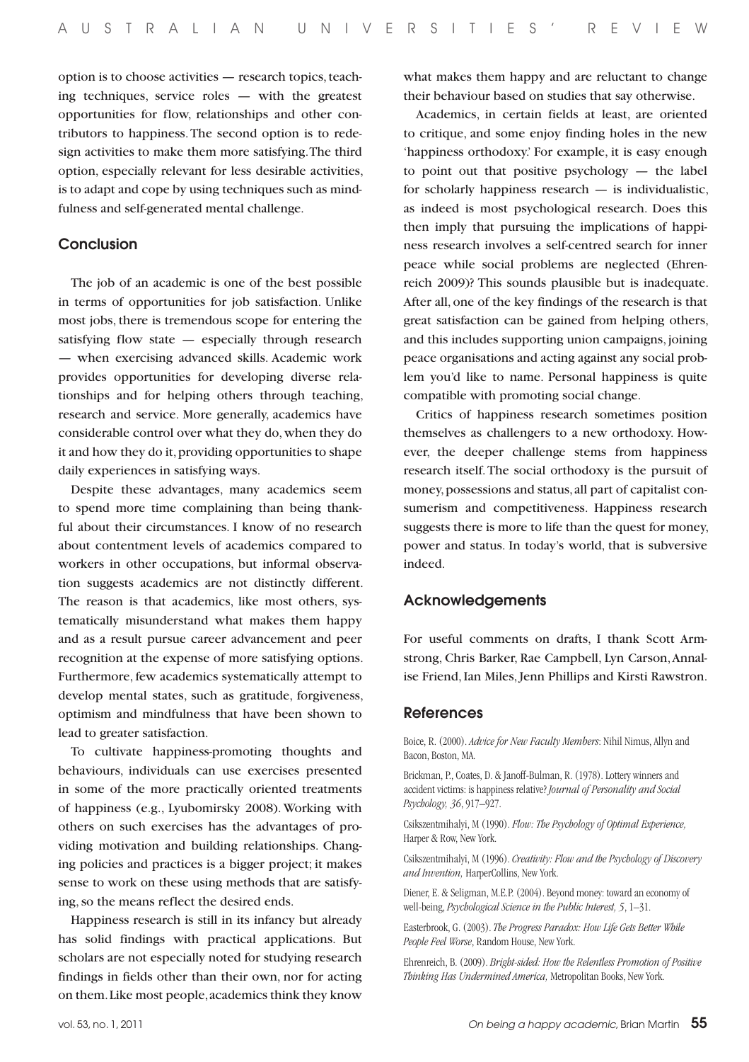option is to choose activities — research topics, teaching techniques, service roles — with the greatest opportunities for flow, relationships and other contributors to happiness. The second option is to redesign activities to make them more satisfying. The third option, especially relevant for less desirable activities, is to adapt and cope by using techniques such as mindfulness and self-generated mental challenge.

## Conclusion

The job of an academic is one of the best possible in terms of opportunities for job satisfaction. Unlike most jobs, there is tremendous scope for entering the satisfying flow state — especially through research — when exercising advanced skills. Academic work provides opportunities for developing diverse relationships and for helping others through teaching, research and service. More generally, academics have considerable control over what they do, when they do it and how they do it, providing opportunities to shape daily experiences in satisfying ways.

Despite these advantages, many academics seem to spend more time complaining than being thankful about their circumstances. I know of no research about contentment levels of academics compared to workers in other occupations, but informal observation suggests academics are not distinctly different. The reason is that academics, like most others, systematically misunderstand what makes them happy and as a result pursue career advancement and peer recognition at the expense of more satisfying options. Furthermore, few academics systematically attempt to develop mental states, such as gratitude, forgiveness, optimism and mindfulness that have been shown to lead to greater satisfaction.

To cultivate happiness-promoting thoughts and behaviours, individuals can use exercises presented in some of the more practically oriented treatments of happiness (e.g., Lyubomirsky 2008). Working with others on such exercises has the advantages of providing motivation and building relationships. Changing policies and practices is a bigger project; it makes sense to work on these using methods that are satisfying, so the means reflect the desired ends.

Happiness research is still in its infancy but already has solid findings with practical applications. But scholars are not especially noted for studying research findings in fields other than their own, nor for acting on them. Like most people, academics think they know what makes them happy and are reluctant to change their behaviour based on studies that say otherwise.

Academics, in certain fields at least, are oriented to critique, and some enjoy finding holes in the new 'happiness orthodoxy.' For example, it is easy enough to point out that positive psychology — the label for scholarly happiness research — is individualistic, as indeed is most psychological research. Does this then imply that pursuing the implications of happiness research involves a self-centred search for inner peace while social problems are neglected (Ehrenreich 2009)? This sounds plausible but is inadequate. After all, one of the key findings of the research is that great satisfaction can be gained from helping others, and this includes supporting union campaigns, joining peace organisations and acting against any social problem you'd like to name. Personal happiness is quite compatible with promoting social change.

Critics of happiness research sometimes position themselves as challengers to a new orthodoxy. However, the deeper challenge stems from happiness research itself. The social orthodoxy is the pursuit of money, possessions and status, all part of capitalist consumerism and competitiveness. Happiness research suggests there is more to life than the quest for money, power and status. In today's world, that is subversive indeed.

## Acknowledgements

For useful comments on drafts, I thank Scott Armstrong, Chris Barker, Rae Campbell, Lyn Carson, Annalise Friend, Ian Miles, Jenn Phillips and Kirsti Rawstron.

## References

Boice, R. (2000). *Advice for New Faculty Members*: Nihil Nimus, Allyn and Bacon, Boston, MA.

Brickman, P., Coates, D. & Janoff-Bulman, R. (1978). Lottery winners and accident victims: is happiness relative? *Journal of Personality and Social Psychology, 36*, 917–927.

Csikszentmihalyi, M (1990). *Flow: The Psychology of Optimal Experience*, Harper & Row, New York.

Csikszentmihalyi, M (1996). *Creativity: Flow and the Psychology of Discovery and Invention*, HarperCollins, New York.

Diener, E. & Seligman, M.E.P. (2004). Beyond money: toward an economy of well-being, *Psychological Science in the Public Interest, 5*, 1–31.

Easterbrook, G. (2003). *The Progress Paradox: How Life Gets Better While People Feel Worse*, Random House, New York.

Ehrenreich, B. (2009). *Bright-sided: How the Relentless Promotion of Positive Thinking Has Undermined America*, Metropolitan Books, New York.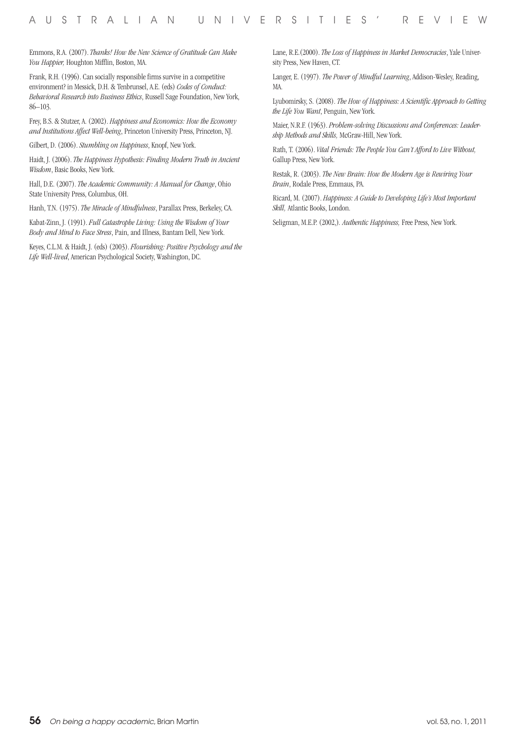Emmons, R.A. (2007). *Thanks! How the New Science of Gratitude Can Make You Happier,* Houghton Mifflin, Boston, MA.

Frank, R.H. (1996). Can socially responsible firms survive in a competitive environment? in Messick, D.H. & Tenbrunsel, A.E. (eds) *Codes of Conduct: Behavioral Research into Business Ethics*, Russell Sage Foundation, New York, 86–103.

Frey, B.S. & Stutzer, A. (2002). *Happiness and Economics: How the Economy and Institutions Affect Well-being*, Princeton University Press, Princeton, NJ.

Gilbert, D. (2006). *Stumbling on Happiness*, Knopf, New York.

Haidt, J. (2006). *The Happiness Hypothesis: Finding Modern Truth in Ancient Wisdom*, Basic Books, New York.

Hall, D.E. (2007). *The Academic Community: A Manual for Change*, Ohio State University Press, Columbus, OH.

Hanh, T.N. (1975). *The Miracle of Mindfulness*, Parallax Press, Berkeley, CA.

Kabat-Zinn, J. (1991). *Full Catastrophe Living: Using the Wisdom of Your Body and Mind to Face Stress*, Pain, and Illness, Bantam Dell, New York.

Keyes, C.L.M. & Haidt, J. (eds) (2003). *Flourishing: Positive Psychology and the Life Well-lived*, American Psychological Society, Washington, DC.

Lane, R.E.(2000). *The Loss of Happiness in Market Democracies*, Yale University Press, New Haven, CT.

Langer, E. (1997). *The Power of Mindful Learning*, Addison-Wesley, Reading, MA.

Lyubomirsky, S. (2008). *The How of Happiness: A Scientific Approach to Getting the Life You Want*, Penguin, New York.

Maier, N.R.F. (1963). *Problem-solving Discussions and Conferences: Leadership Methods and Skills,* McGraw-Hill, New York.

Rath, T. (2006). *Vital Friends: The People You Can't Afford to Live Without,* Gallup Press, New York.

Restak, R. (2003). *The New Brain: How the Modern Age is Rewiring Your Brain*, Rodale Press, Emmaus, PA.

Ricard, M. (2007). *Happiness: A Guide to Developing Life's Most Important Skill,* Atlantic Books, London.

Seligman, M.E.P. (2002,). *Authentic Happiness,* Free Press, New York.